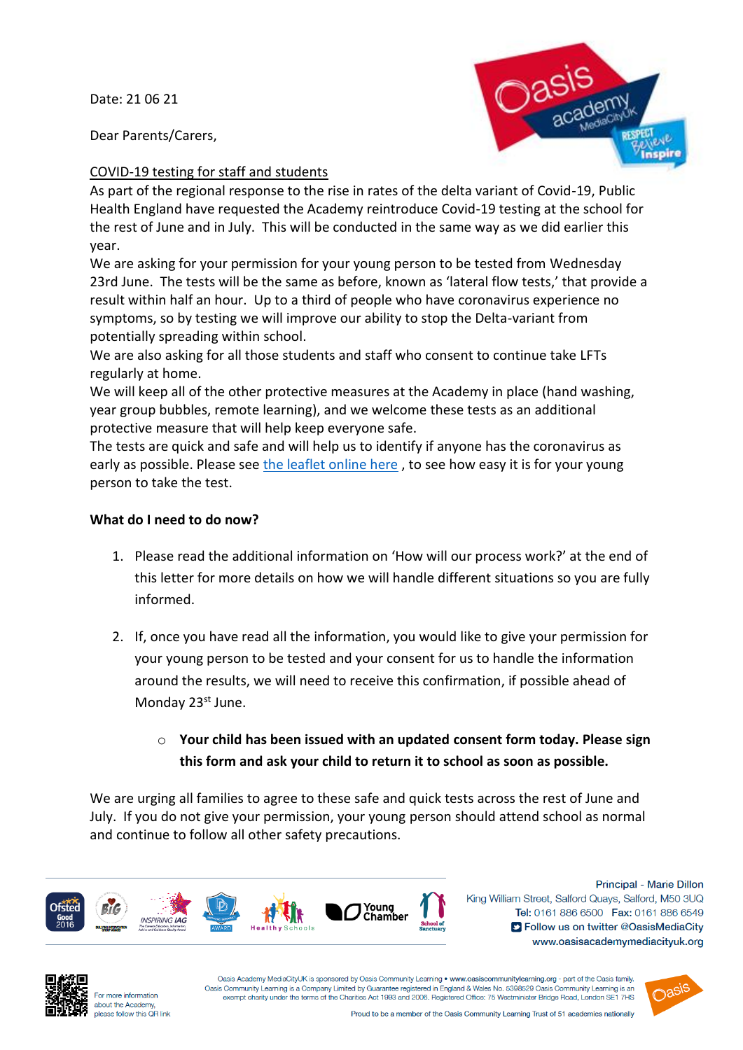Date: 21 06 21

Dear Parents/Carers,

COVID-19 testing for staff and students

As part of the regional response to the rise in rates of the delta variant of Covid-19, Public Health England have requested the Academy reintroduce Covid-19 testing at the school for the rest of June and in July. This will be conducted in the same way as we did earlier this year.

We are asking for your permission for your young person to be tested from Wednesday 23rd June. The tests will be the same as before, known as 'lateral flow tests,' that provide a result within half an hour. Up to a third of people who have coronavirus experience no symptoms, so by testing we will improve our ability to stop the Delta-variant from potentially spreading within school.

We are also asking for all those students and staff who consent to continue take LFTs regularly at home.

We will keep all of the other protective measures at the Academy in place (hand washing, year group bubbles, remote learning), and we welcome these tests as an additional protective measure that will help keep everyone safe.

The tests are quick and safe and will help us to identify if anyone has the coronavirus as early as possible. Please see the leaflet online here , to see how easy it is for your young person to take the test.

**What do I need to do now?**

1. Please read the additional information on 'How will our process work?' at the end of this letter for more details on how we will handle different situations so you are fully informed.
2. If, once you have read all the information, you would like to give your permission for your young person to be tested and your consent for us to handle the information around the results, we will need to receive this confirmation, if possible ahead of Monday 23st June.
    - **Your child has been issued with an updated consent form today. Please sign this form and ask your child to return it to school as soon as possible.**

We are urging all families to agree to these safe and quick tests across the rest of June and July. If you do not give your permission, your young person should attend school as normal and continue to follow all other safety precautions.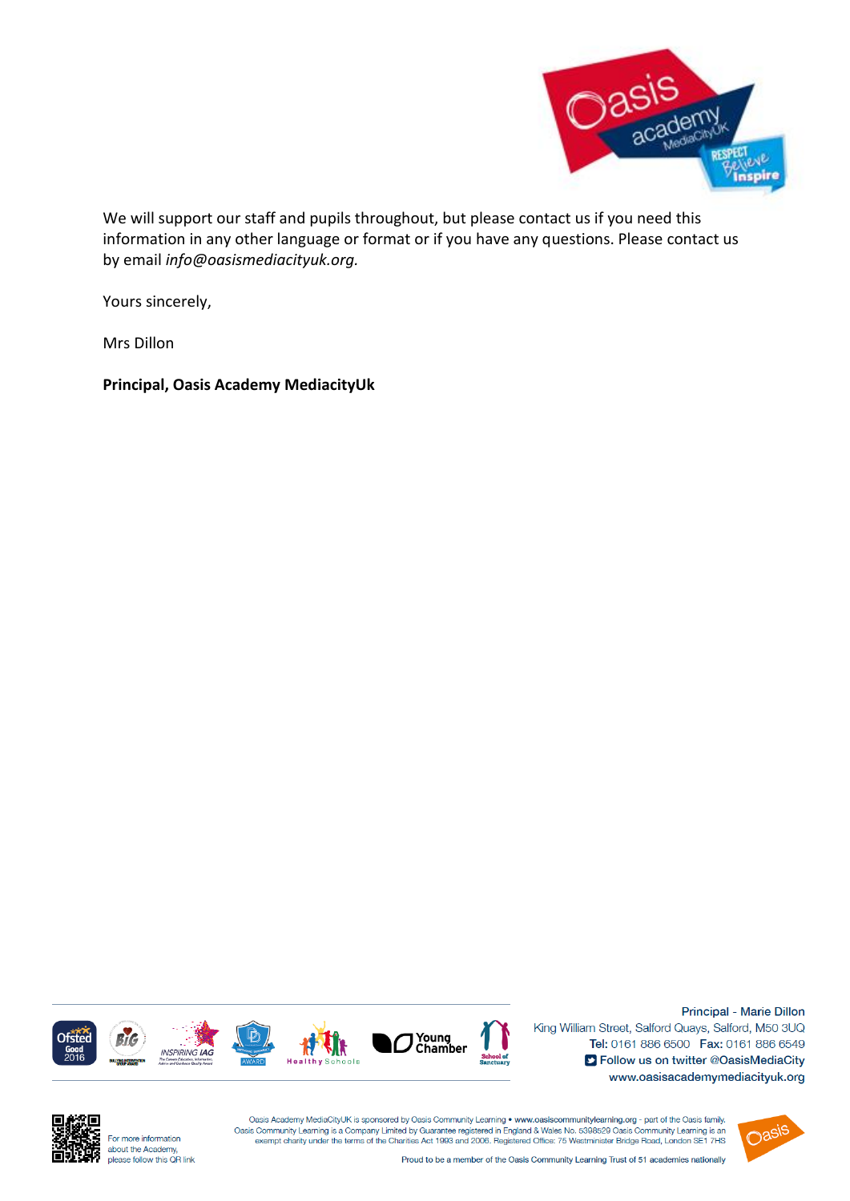We will support our staff and pupils throughout, but please contact us if you need this information in any other language or format or if you have any questions. Please contact us by email *info@oasismediacityuk.org.*

Yours sincerely,

Mrs Dillon

**Principal, Oasis Academy MediacityUk**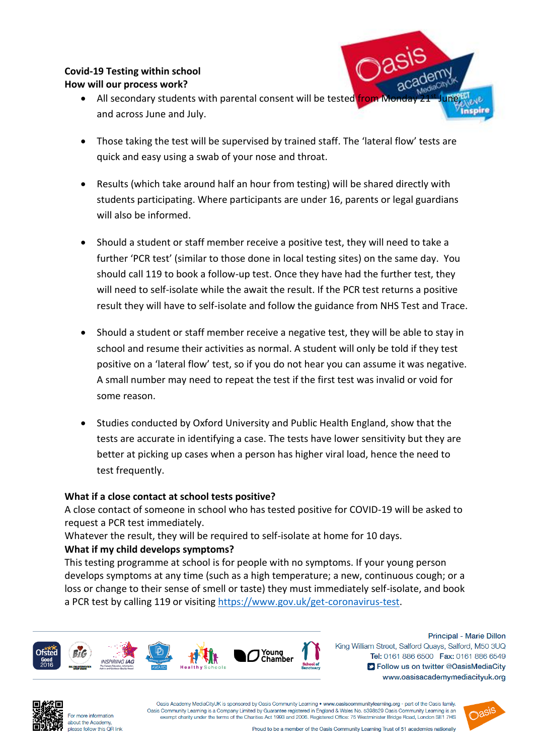**Covid-19 Testing within school**
**How will our process work?**

- All secondary students with parental consent will be tested from Monday 21st June, and across June and July.
- Those taking the test will be supervised by trained staff. The 'lateral flow' tests are quick and easy using a swab of your nose and throat.
- Results (which take around half an hour from testing) will be shared directly with students participating. Where participants are under 16, parents or legal guardians will also be informed.
- Should a student or staff member receive a positive test, they will need to take a further 'PCR test' (similar to those done in local testing sites) on the same day. You should call 119 to book a follow-up test. Once they have had the further test, they will need to self-isolate while the await the result. If the PCR test returns a positive result they will have to self-isolate and follow the guidance from NHS Test and Trace.
- Should a student or staff member receive a negative test, they will be able to stay in school and resume their activities as normal. A student will only be told if they test positive on a 'lateral flow' test, so if you do not hear you can assume it was negative. A small number may need to repeat the test if the first test was invalid or void for some reason.
- Studies conducted by Oxford University and Public Health England, show that the tests are accurate in identifying a case. The tests have lower sensitivity but they are better at picking up cases when a person has higher viral load, hence the need to test frequently.

**What if a close contact at school tests positive?**
A close contact of someone in school who has tested positive for COVID-19 will be asked to request a PCR test immediately.
Whatever the result, they will be required to self-isolate at home for 10 days.
**What if my child develops symptoms?**
This testing programme at school is for people with no symptoms. If your young person develops symptoms at any time (such as a high temperature; a new, continuous cough; or a loss or change to their sense of smell or taste) they must immediately self-isolate, and book a PCR test by calling 119 or visiting https://www.gov.uk/get-coronavirus-test.

Principal - Marie Dillon
King William Street, Salford Quays, Salford, M50 3UQ
Tel: 0161 886 6500 Fax: 0161 886 6549
Follow us on twitter @OasisMediaCity
www.oasisacademymediacityuk.org

For more information about the Academy, please follow this QR link

Oasis Academy MediaCityUK is sponsored by Oasis Community Learning • www.oasiscommunitylearning.org - part of the Oasis family. Oasis Community Learning is a Company Limited by Guarantee registered in England & Wales No. 5398529 Oasis Community Learning is an exempt charity under the terms of the Charities Act 1993 and 2006. Registered Office: 75 Westminster Bridge Road, London SE1 7HS

Proud to be a member of the Oasis Community Learning Trust of 51 academies nationally